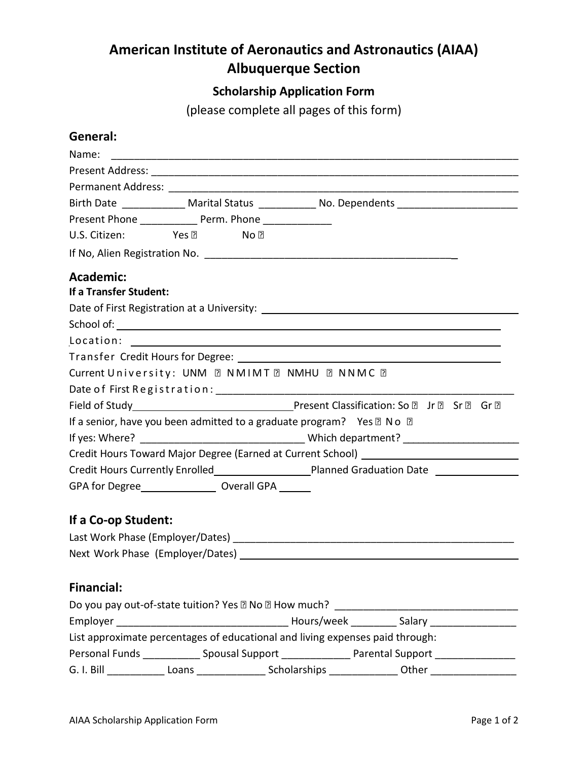# American Institute of Aeronautics and Astronautics (AIAA)
# Albuquerque Section

## Scholarship Application Form

(please complete all pages of this form)

## General:

Name: ______________________________________________________________________

Present Address: _______________________________________________________________

Permanent Address: _____________________________________________________________

Birth Date ___________ Marital Status __________ No. Dependents _____________________

Present Phone __________ Perm. Phone ____________

U.S. Citizen: Yes ☐ No ☐

If No, Alien Registration No. _____________________________________________

## Academic:

**If a Transfer Student:**

Date of First Registration at a University: ________________________________________

School of: ________________________________________________________________

Location: ________________________________________________________________

Transfer Credit Hours for Degree: _____________________________________________

Current University: UNM ☐ NMIMT ☐ NMHU ☐ NNMC ☐

Date of First Registration: __________________________________________________

Field of Study____________________________ Present Classification: So ☐ Jr ☐ Sr ☐ Gr ☐

If a senior, have you been admitted to a graduate program? Yes ☐ No ☐

If yes: Where? _____________________________ Which department? ____________________

Credit Hours Toward Major Degree (Earned at Current School) ___________________________

Credit Hours Currently Enrolled_________________ Planned Graduation Date _______________

GPA for Degree_____________ Overall GPA ______

## If a Co-op Student:

Last Work Phase (Employer/Dates) __________________________________________________

Next Work Phase (Employer/Dates) __________________________________________________

## Financial:

Do you pay out-of-state tuition? Yes ☐ No ☐ How much? ________________________________

Employer ______________________________ Hours/week ________ Salary _______________

List approximate percentages of educational and living expenses paid through:

Personal Funds __________ Spousal Support ____________ Parental Support ______________

G. I. Bill __________ Loans ____________ Scholarships ____________ Other _______________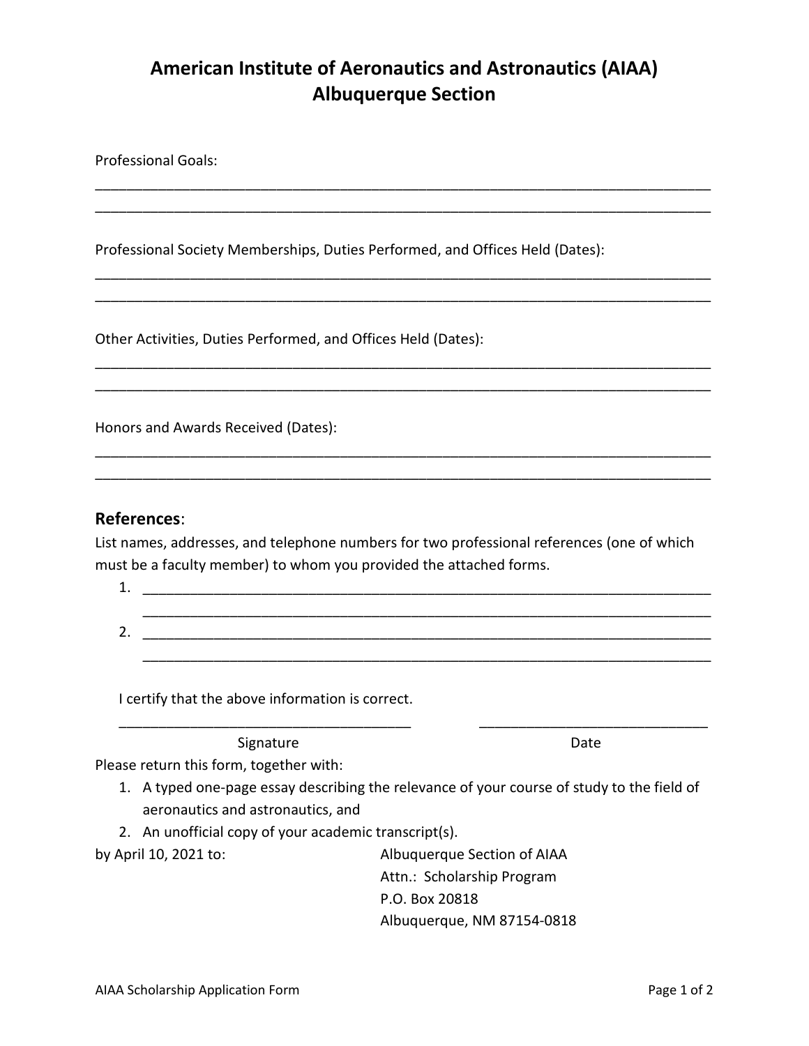# American Institute of Aeronautics and Astronautics (AIAA) Albuquerque Section

Professional Goals:

________________________________________________________________________________
________________________________________________________________________________

Professional Society Memberships, Duties Performed, and Offices Held (Dates):

________________________________________________________________________________
________________________________________________________________________________

Other Activities, Duties Performed, and Offices Held (Dates):

________________________________________________________________________________
________________________________________________________________________________

Honors and Awards Received (Dates):

________________________________________________________________________________
________________________________________________________________________________

## References:

List names, addresses, and telephone numbers for two professional references (one of which must be a faculty member) to whom you provided the attached forms.

1. ________________________________________________________________________
   ________________________________________________________________________
2. ________________________________________________________________________
   ________________________________________________________________________

I certify that the above information is correct.

_____________________________________          _____________________________

Signature                                                                 Date

Please return this form, together with:

1. A typed one-page essay describing the relevance of your course of study to the field of aeronautics and astronautics, and
2. An unofficial copy of your academic transcript(s).

by April 10, 2021 to:

Albuquerque Section of AIAA
Attn.: Scholarship Program
P.O. Box 20818
Albuquerque, NM 87154-0818